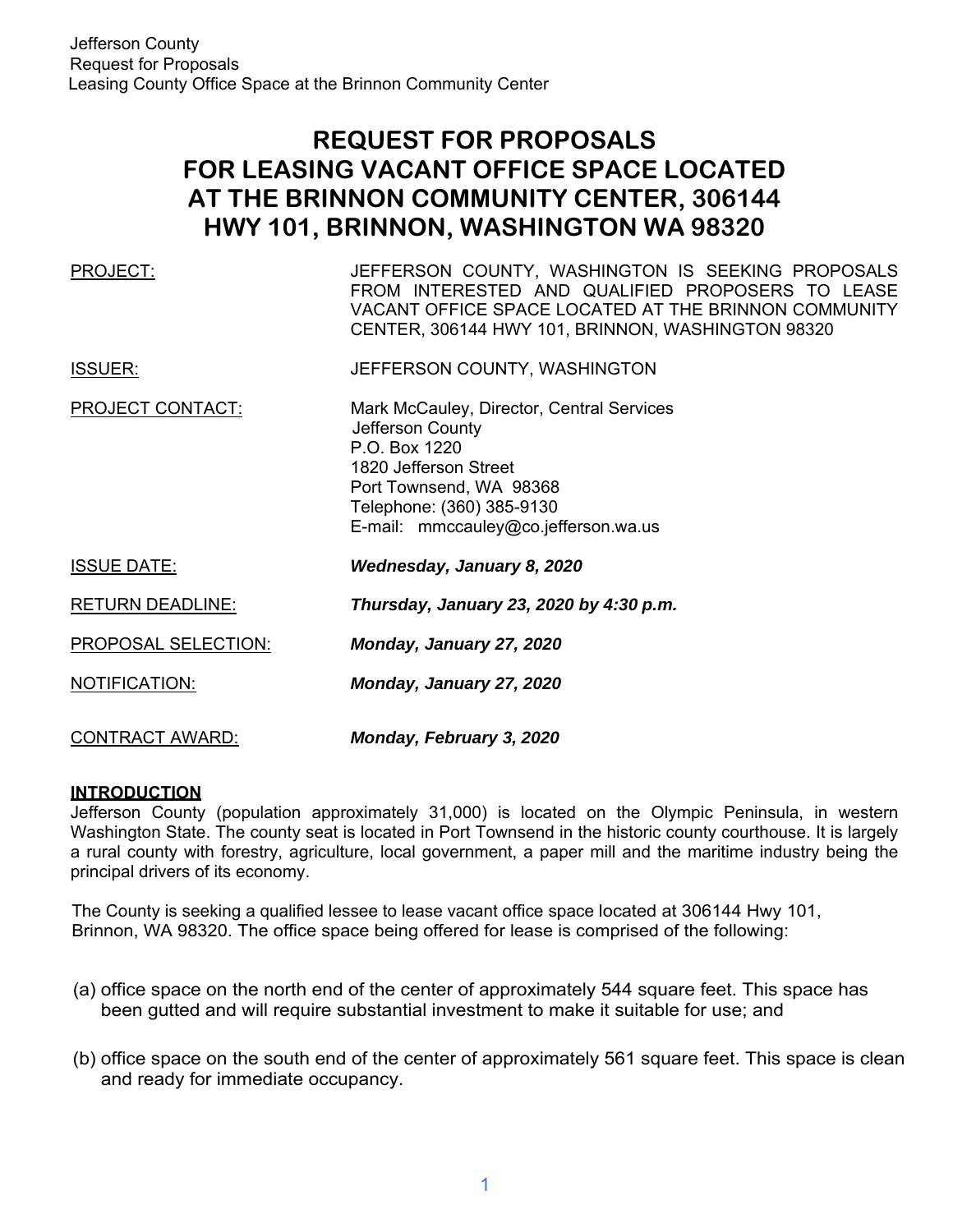# REQUEST FOR PROPOSALS FOR LEASING VACANT OFFICE SPACE LOCATED AT THE BRINNON COMMUNITY CENTER, 306144 HWY 101, BRINNON, WASHINGTON WA 98320

| | |
|---|---|
| PROJECT: | JEFFERSON COUNTY, WASHINGTON IS SEEKING PROPOSALS FROM INTERESTED AND QUALIFIED PROPOSERS TO LEASE VACANT OFFICE SPACE LOCATED AT THE BRINNON COMMUNITY CENTER, 306144 HWY 101, BRINNON, WASHINGTON 98320 |
| ISSUER: | JEFFERSON COUNTY, WASHINGTON |
| PROJECT CONTACT: | Mark McCauley, Director, Central Services<br>Jefferson County<br>P.O. Box 1220<br>1820 Jefferson Street<br>Port Townsend, WA 98368<br>Telephone: (360) 385-9130<br>E-mail: mmccauley@co.jefferson.wa.us |
| ISSUE DATE: | ***Wednesday, January 8, 2020*** |
| RETURN DEADLINE: | ***Thursday, January 23, 2020 by 4:30 p.m.*** |
| PROPOSAL SELECTION: | ***Monday, January 27, 2020*** |
| NOTIFICATION: | ***Monday, January 27, 2020*** |
| CONTRACT AWARD: | ***Monday, February 3, 2020*** |

## INTRODUCTION

Jefferson County (population approximately 31,000) is located on the Olympic Peninsula, in western Washington State. The county seat is located in Port Townsend in the historic county courthouse. It is largely a rural county with forestry, agriculture, local government, a paper mill and the maritime industry being the principal drivers of its economy.

The County is seeking a qualified lessee to lease vacant office space located at 306144 Hwy 101, Brinnon, WA 98320. The office space being offered for lease is comprised of the following:

(a) office space on the north end of the center of approximately 544 square feet. This space has been gutted and will require substantial investment to make it suitable for use; and

(b) office space on the south end of the center of approximately 561 square feet. This space is clean and ready for immediate occupancy.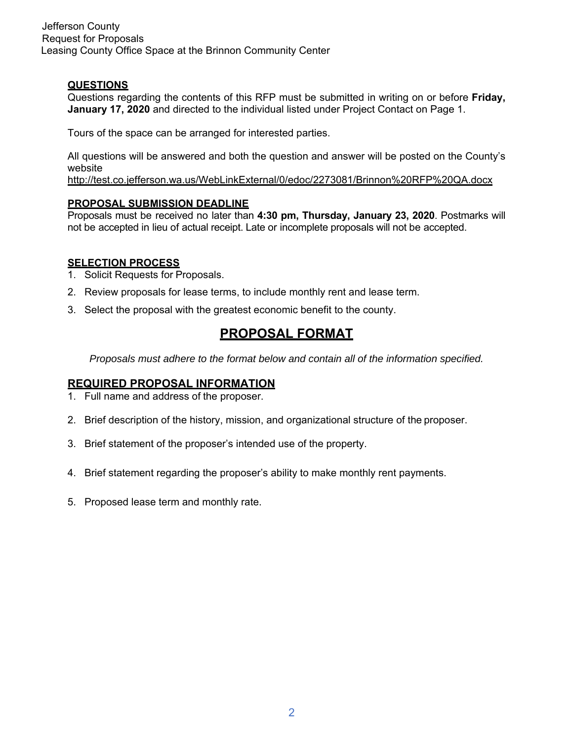### QUESTIONS

Questions regarding the contents of this RFP must be submitted in writing on or before **Friday, January 17, 2020** and directed to the individual listed under Project Contact on Page 1.

Tours of the space can be arranged for interested parties.

All questions will be answered and both the question and answer will be posted on the County's website
http://test.co.jefferson.wa.us/WebLinkExternal/0/edoc/2273081/Brinnon%20RFP%20QA.docx

### PROPOSAL SUBMISSION DEADLINE

Proposals must be received no later than **4:30 pm, Thursday, January 23, 2020**. Postmarks will not be accepted in lieu of actual receipt. Late or incomplete proposals will not be accepted.

### SELECTION PROCESS

1. Solicit Requests for Proposals.
2. Review proposals for lease terms, to include monthly rent and lease term.
3. Select the proposal with the greatest economic benefit to the county.

## PROPOSAL FORMAT

*Proposals must adhere to the format below and contain all of the information specified.*

### REQUIRED PROPOSAL INFORMATION

1. Full name and address of the proposer.
2. Brief description of the history, mission, and organizational structure of the proposer.
3. Brief statement of the proposer's intended use of the property.
4. Brief statement regarding the proposer's ability to make monthly rent payments.
5. Proposed lease term and monthly rate.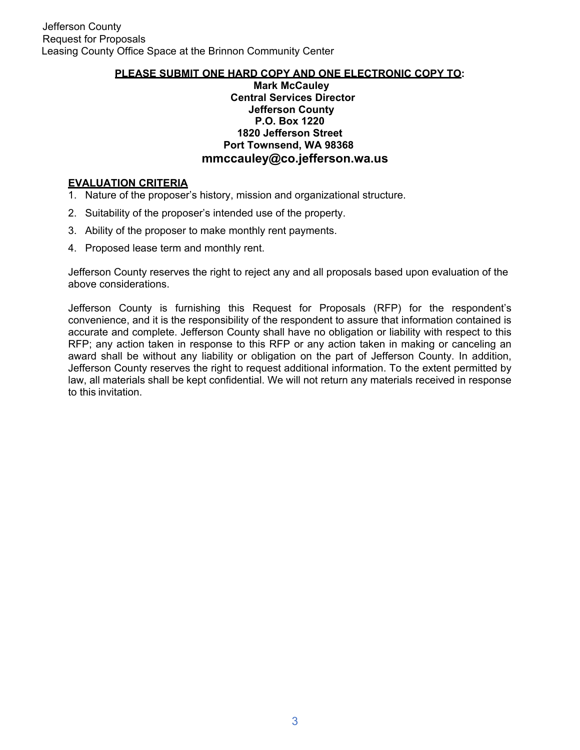**PLEASE SUBMIT ONE HARD COPY AND ONE ELECTRONIC COPY TO:**

**Mark McCauley**
**Central Services Director**
**Jefferson County**
**P.O. Box 1220**
**1820 Jefferson Street**
**Port Townsend, WA 98368**
**mmccauley@co.jefferson.wa.us**

## EVALUATION CRITERIA

1. Nature of the proposer's history, mission and organizational structure.
2. Suitability of the proposer's intended use of the property.
3. Ability of the proposer to make monthly rent payments.
4. Proposed lease term and monthly rent.

Jefferson County reserves the right to reject any and all proposals based upon evaluation of the above considerations.

Jefferson County is furnishing this Request for Proposals (RFP) for the respondent's convenience, and it is the responsibility of the respondent to assure that information contained is accurate and complete. Jefferson County shall have no obligation or liability with respect to this RFP; any action taken in response to this RFP or any action taken in making or canceling an award shall be without any liability or obligation on the part of Jefferson County. In addition, Jefferson County reserves the right to request additional information. To the extent permitted by law, all materials shall be kept confidential. We will not return any materials received in response to this invitation.